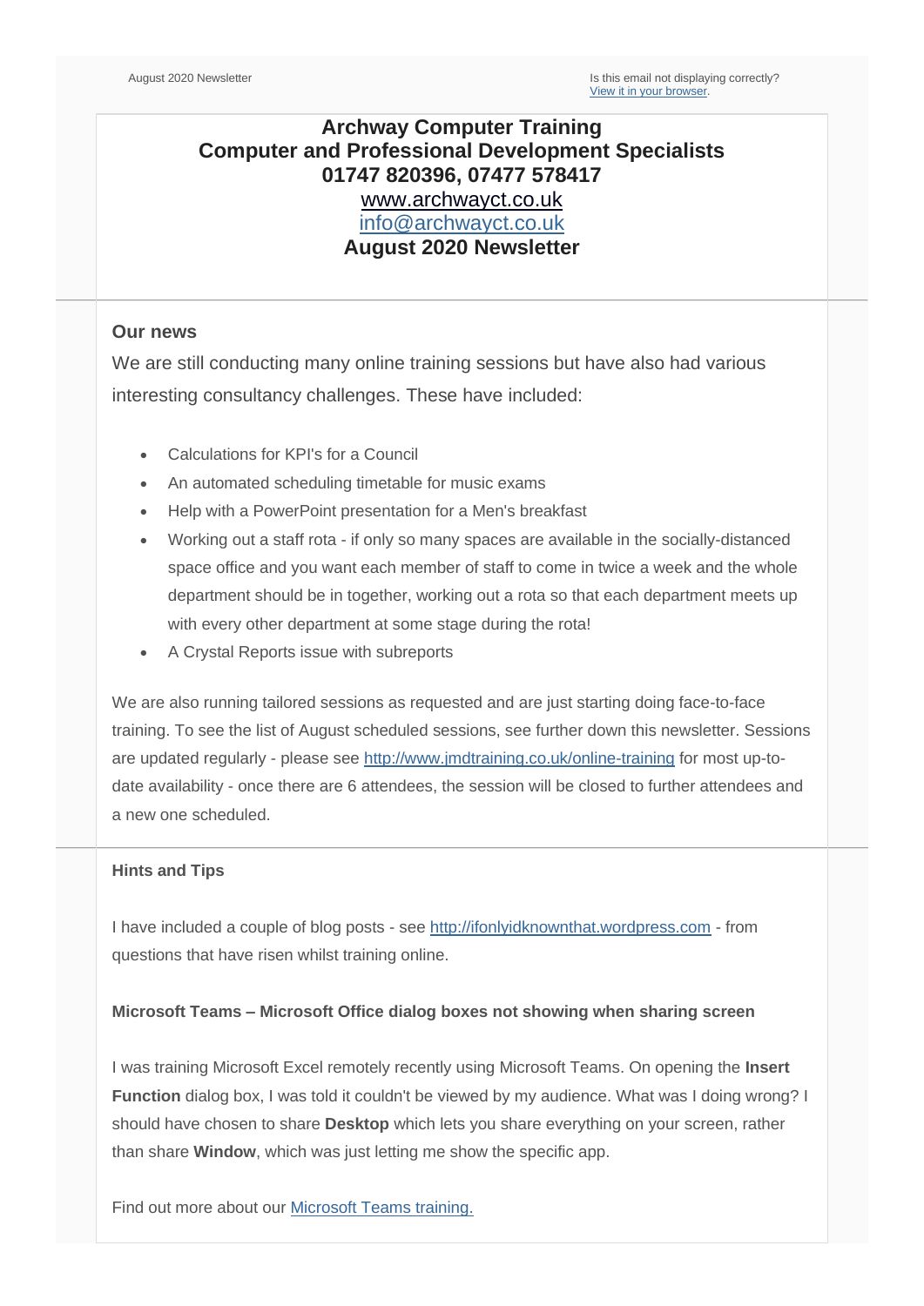August 2020 Newsletter

Is this email not displaying correctly?
[View it in your browser](#).

# Archway Computer Training
## Computer and Professional Development Specialists
### 01747 820396, 07477 578417
### [www.archwayct.co.uk](http://www.archwayct.co.uk)
### [info@archwayct.co.uk](mailto:info@archwayct.co.uk)
### August 2020 Newsletter

---

## Our news

We are still conducting many online training sessions but have also had various interesting consultancy challenges. These have included:

- Calculations for KPI's for a Council
- An automated scheduling timetable for music exams
- Help with a PowerPoint presentation for a Men's breakfast
- Working out a staff rota - if only so many spaces are available in the socially-distanced space office and you want each member of staff to come in twice a week and the whole department should be in together, working out a rota so that each department meets up with every other department at some stage during the rota!
- A Crystal Reports issue with subreports

We are also running tailored sessions as requested and are just starting doing face-to-face training. To see the list of August scheduled sessions, see further down this newsletter. Sessions are updated regularly - please see [http://www.jmdtraining.co.uk/online-training](http://www.jmdtraining.co.uk/online-training) for most up-to-date availability - once there are 6 attendees, the session will be closed to further attendees and a new one scheduled.

---

## Hints and Tips

I have included a couple of blog posts - see [http://ifonlyidknownthat.wordpress.com](http://ifonlyidknownthat.wordpress.com) - from questions that have risen whilst training online.

### Microsoft Teams – Microsoft Office dialog boxes not showing when sharing screen

I was training Microsoft Excel remotely recently using Microsoft Teams. On opening the **Insert Function** dialog box, I was told it couldn't be viewed by my audience. What was I doing wrong? I should have chosen to share **Desktop** which lets you share everything on your screen, rather than share **Window**, which was just letting me show the specific app.

Find out more about our [Microsoft Teams training.](#)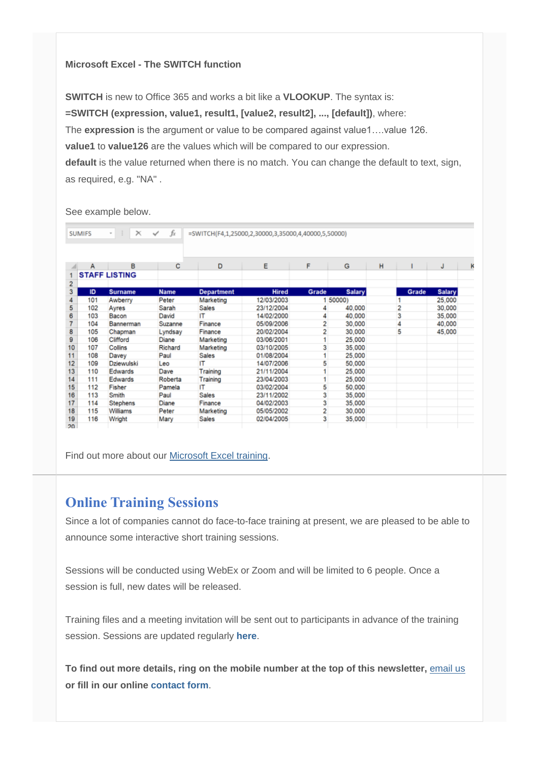**Microsoft Excel - The SWITCH function**

**SWITCH** is new to Office 365 and works a bit like a **VLOOKUP**. The syntax is:
**=SWITCH (expression, value1, result1, [value2, result2], ..., [default])**, where:
The **expression** is the argument or value to be compared against value1….value 126.
**value1** to **value126** are the values which will be compared to our expression.
**default** is the value returned when there is no match. You can change the default to text, sign, as required, e.g. "NA" .

See example below.

SUMIFS | =SWITCH(F4,1,25000,2,30000,3,35000,4,40000,5,50000)

**STAFF LISTING**

| ID | Surname | Name | Department | Hired | Grade | Salary |
|---|---|---|---|---|---|---|
| 101 | Awberry | Peter | Marketing | 12/03/2003 | 1 | 50000) |
| 102 | Ayres | Sarah | Sales | 23/12/2004 | 4 | 40,000 |
| 103 | Bacon | David | IT | 14/02/2000 | 4 | 40,000 |
| 104 | Bannerman | Suzanne | Finance | 05/09/2006 | 2 | 30,000 |
| 105 | Chapman | Lyndsay | Finance | 20/02/2004 | 2 | 30,000 |
| 106 | Clifford | Diane | Marketing | 03/06/2001 | 1 | 25,000 |
| 107 | Collins | Richard | Marketing | 03/10/2005 | 3 | 35,000 |
| 108 | Davey | Paul | Sales | 01/08/2004 | 1 | 25,000 |
| 109 | Dziewulski | Leo | IT | 14/07/2006 | 5 | 50,000 |
| 110 | Edwards | Dave | Training | 21/11/2004 | 1 | 25,000 |
| 111 | Edwards | Roberta | Training | 23/04/2003 | 1 | 25,000 |
| 112 | Fisher | Pamela | IT | 03/02/2004 | 5 | 50,000 |
| 113 | Smith | Paul | Sales | 23/11/2002 | 3 | 35,000 |
| 114 | Stephens | Diane | Finance | 04/02/2003 | 3 | 35,000 |
| 115 | Williams | Peter | Marketing | 05/05/2002 | 2 | 30,000 |
| 116 | Wright | Mary | Sales | 02/04/2005 | 3 | 35,000 |

| Grade | Salary |
|---|---|
| 1 | 25,000 |
| 2 | 30,000 |
| 3 | 35,000 |
| 4 | 40,000 |
| 5 | 45,000 |

Find out more about our Microsoft Excel training.

## Online Training Sessions

Since a lot of companies cannot do face-to-face training at present, we are pleased to be able to announce some interactive short training sessions.

Sessions will be conducted using WebEx or Zoom and will be limited to 6 people. Once a session is full, new dates will be released.

Training files and a meeting invitation will be sent out to participants in advance of the training session. Sessions are updated regularly **here**.

**To find out more details, ring on the mobile number at the top of this newsletter,** email us **or fill in our online contact form**.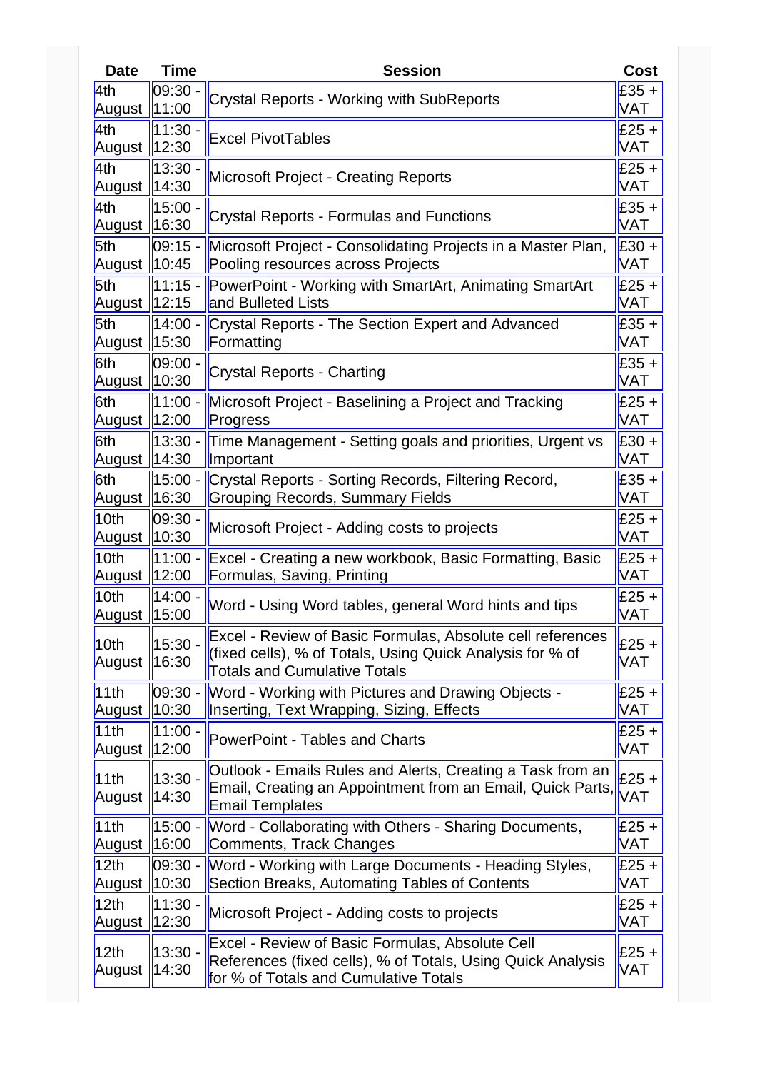| Date | Time | Session | Cost |
| --- | --- | --- | --- |
| 4th August | 09:30 - 11:00 | Crystal Reports - Working with SubReports | £35 + VAT |
| 4th August | 11:30 - 12:30 | Excel PivotTables | £25 + VAT |
| 4th August | 13:30 - 14:30 | Microsoft Project - Creating Reports | £25 + VAT |
| 4th August | 15:00 - 16:30 | Crystal Reports - Formulas and Functions | £35 + VAT |
| 5th August | 09:15 - 10:45 | Microsoft Project - Consolidating Projects in a Master Plan, Pooling resources across Projects | £30 + VAT |
| 5th August | 11:15 - 12:15 | PowerPoint - Working with SmartArt, Animating SmartArt and Bulleted Lists | £25 + VAT |
| 5th August | 14:00 - 15:30 | Crystal Reports - The Section Expert and Advanced Formatting | £35 + VAT |
| 6th August | 09:00 - 10:30 | Crystal Reports - Charting | £35 + VAT |
| 6th August | 11:00 - 12:00 | Microsoft Project - Baselining a Project and Tracking Progress | £25 + VAT |
| 6th August | 13:30 - 14:30 | Time Management - Setting goals and priorities, Urgent vs Important | £30 + VAT |
| 6th August | 15:00 - 16:30 | Crystal Reports - Sorting Records, Filtering Record, Grouping Records, Summary Fields | £35 + VAT |
| 10th August | 09:30 - 10:30 | Microsoft Project - Adding costs to projects | £25 + VAT |
| 10th August | 11:00 - 12:00 | Excel - Creating a new workbook, Basic Formatting, Basic Formulas, Saving, Printing | £25 + VAT |
| 10th August | 14:00 - 15:00 | Word - Using Word tables, general Word hints and tips | £25 + VAT |
| 10th August | 15:30 - 16:30 | Excel - Review of Basic Formulas, Absolute cell references (fixed cells), % of Totals, Using Quick Analysis for % of Totals and Cumulative Totals | £25 + VAT |
| 11th August | 09:30 - 10:30 | Word - Working with Pictures and Drawing Objects - Inserting, Text Wrapping, Sizing, Effects | £25 + VAT |
| 11th August | 11:00 - 12:00 | PowerPoint - Tables and Charts | £25 + VAT |
| 11th August | 13:30 - 14:30 | Outlook - Emails Rules and Alerts, Creating a Task from an Email, Creating an Appointment from an Email, Quick Parts, Email Templates | £25 + VAT |
| 11th August | 15:00 - 16:00 | Word - Collaborating with Others - Sharing Documents, Comments, Track Changes | £25 + VAT |
| 12th August | 09:30 - 10:30 | Word - Working with Large Documents - Heading Styles, Section Breaks, Automating Tables of Contents | £25 + VAT |
| 12th August | 11:30 - 12:30 | Microsoft Project - Adding costs to projects | £25 + VAT |
| 12th August | 13:30 - 14:30 | Excel - Review of Basic Formulas, Absolute Cell References (fixed cells), % of Totals, Using Quick Analysis for % of Totals and Cumulative Totals | £25 + VAT |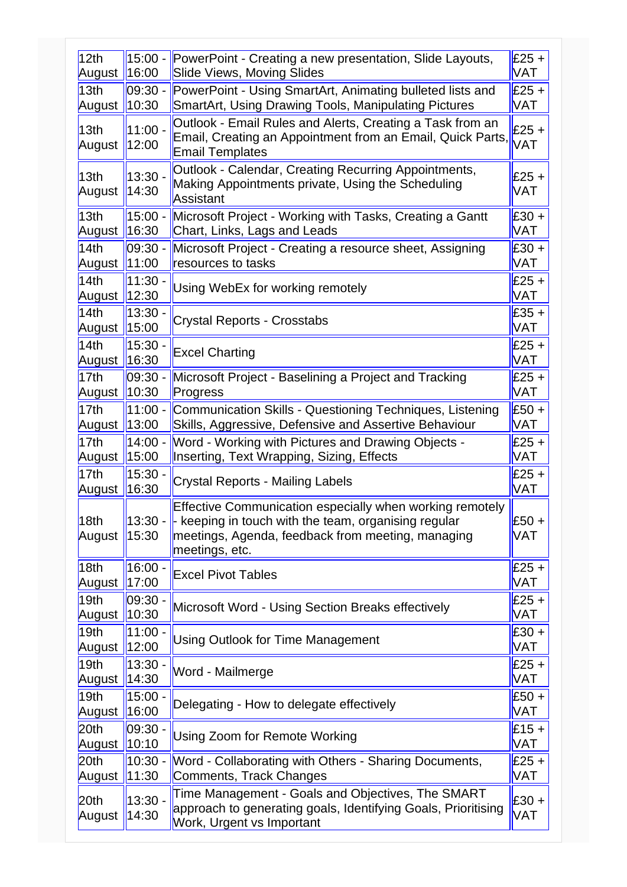| | | | |
|---|---|---|---|
| 12th August | 15:00 - 16:00 | PowerPoint - Creating a new presentation, Slide Layouts, Slide Views, Moving Slides | £25 + VAT |
| 13th August | 09:30 - 10:30 | PowerPoint - Using SmartArt, Animating bulleted lists and SmartArt, Using Drawing Tools, Manipulating Pictures | £25 + VAT |
| 13th August | 11:00 - 12:00 | Outlook - Email Rules and Alerts, Creating a Task from an Email, Creating an Appointment from an Email, Quick Parts, Email Templates | £25 + VAT |
| 13th August | 13:30 - 14:30 | Outlook - Calendar, Creating Recurring Appointments, Making Appointments private, Using the Scheduling Assistant | £25 + VAT |
| 13th August | 15:00 - 16:30 | Microsoft Project - Working with Tasks, Creating a Gantt Chart, Links, Lags and Leads | £30 + VAT |
| 14th August | 09:30 - 11:00 | Microsoft Project - Creating a resource sheet, Assigning resources to tasks | £30 + VAT |
| 14th August | 11:30 - 12:30 | Using WebEx for working remotely | £25 + VAT |
| 14th August | 13:30 - 15:00 | Crystal Reports - Crosstabs | £35 + VAT |
| 14th August | 15:30 - 16:30 | Excel Charting | £25 + VAT |
| 17th August | 09:30 - 10:30 | Microsoft Project - Baselining a Project and Tracking Progress | £25 + VAT |
| 17th August | 11:00 - 13:00 | Communication Skills - Questioning Techniques, Listening Skills, Aggressive, Defensive and Assertive Behaviour | £50 + VAT |
| 17th August | 14:00 - 15:00 | Word - Working with Pictures and Drawing Objects - Inserting, Text Wrapping, Sizing, Effects | £25 + VAT |
| 17th August | 15:30 - 16:30 | Crystal Reports - Mailing Labels | £25 + VAT |
| 18th August | 13:30 - 15:30 | Effective Communication especially when working remotely - keeping in touch with the team, organising regular meetings, Agenda, feedback from meeting, managing meetings, etc. | £50 + VAT |
| 18th August | 16:00 - 17:00 | Excel Pivot Tables | £25 + VAT |
| 19th August | 09:30 - 10:30 | Microsoft Word - Using Section Breaks effectively | £25 + VAT |
| 19th August | 11:00 - 12:00 | Using Outlook for Time Management | £30 + VAT |
| 19th August | 13:30 - 14:30 | Word - Mailmerge | £25 + VAT |
| 19th August | 15:00 - 16:00 | Delegating - How to delegate effectively | £50 + VAT |
| 20th August | 09:30 - 10:10 | Using Zoom for Remote Working | £15 + VAT |
| 20th August | 10:30 - 11:30 | Word - Collaborating with Others - Sharing Documents, Comments, Track Changes | £25 + VAT |
| 20th August | 13:30 - 14:30 | Time Management - Goals and Objectives, The SMART approach to generating goals, Identifying Goals, Prioritising Work, Urgent vs Important | £30 + VAT |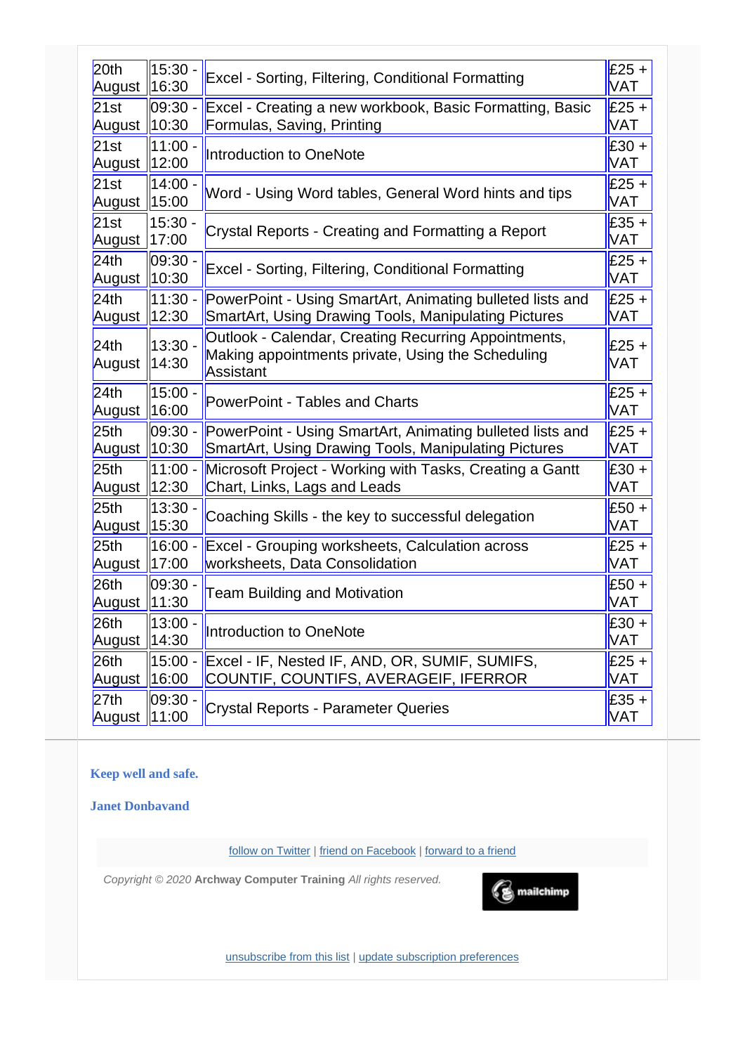| | | | |
|---|---|---|---|
| 20th August | 15:30 - 16:30 | Excel - Sorting, Filtering, Conditional Formatting | £25 + VAT |
| 21st August | 09:30 - 10:30 | Excel - Creating a new workbook, Basic Formatting, Basic Formulas, Saving, Printing | £25 + VAT |
| 21st August | 11:00 - 12:00 | Introduction to OneNote | £30 + VAT |
| 21st August | 14:00 - 15:00 | Word - Using Word tables, General Word hints and tips | £25 + VAT |
| 21st August | 15:30 - 17:00 | Crystal Reports - Creating and Formatting a Report | £35 + VAT |
| 24th August | 09:30 - 10:30 | Excel - Sorting, Filtering, Conditional Formatting | £25 + VAT |
| 24th August | 11:30 - 12:30 | PowerPoint - Using SmartArt, Animating bulleted lists and SmartArt, Using Drawing Tools, Manipulating Pictures | £25 + VAT |
| 24th August | 13:30 - 14:30 | Outlook - Calendar, Creating Recurring Appointments, Making appointments private, Using the Scheduling Assistant | £25 + VAT |
| 24th August | 15:00 - 16:00 | PowerPoint - Tables and Charts | £25 + VAT |
| 25th August | 09:30 - 10:30 | PowerPoint - Using SmartArt, Animating bulleted lists and SmartArt, Using Drawing Tools, Manipulating Pictures | £25 + VAT |
| 25th August | 11:00 - 12:30 | Microsoft Project - Working with Tasks, Creating a Gantt Chart, Links, Lags and Leads | £30 + VAT |
| 25th August | 13:30 - 15:30 | Coaching Skills - the key to successful delegation | £50 + VAT |
| 25th August | 16:00 - 17:00 | Excel - Grouping worksheets, Calculation across worksheets, Data Consolidation | £25 + VAT |
| 26th August | 09:30 - 11:30 | Team Building and Motivation | £50 + VAT |
| 26th August | 13:00 - 14:30 | Introduction to OneNote | £30 + VAT |
| 26th August | 15:00 - 16:00 | Excel - IF, Nested IF, AND, OR, SUMIF, SUMIFS, COUNTIF, COUNTIFS, AVERAGEIF, IFERROR | £25 + VAT |
| 27th August | 09:30 - 11:00 | Crystal Reports - Parameter Queries | £35 + VAT |

**Keep well and safe.**

**Janet Donbavand**

follow on Twitter | friend on Facebook | forward to a friend

*Copyright © 2020* **Archway Computer Training** *All rights reserved.*

unsubscribe from this list | update subscription preferences